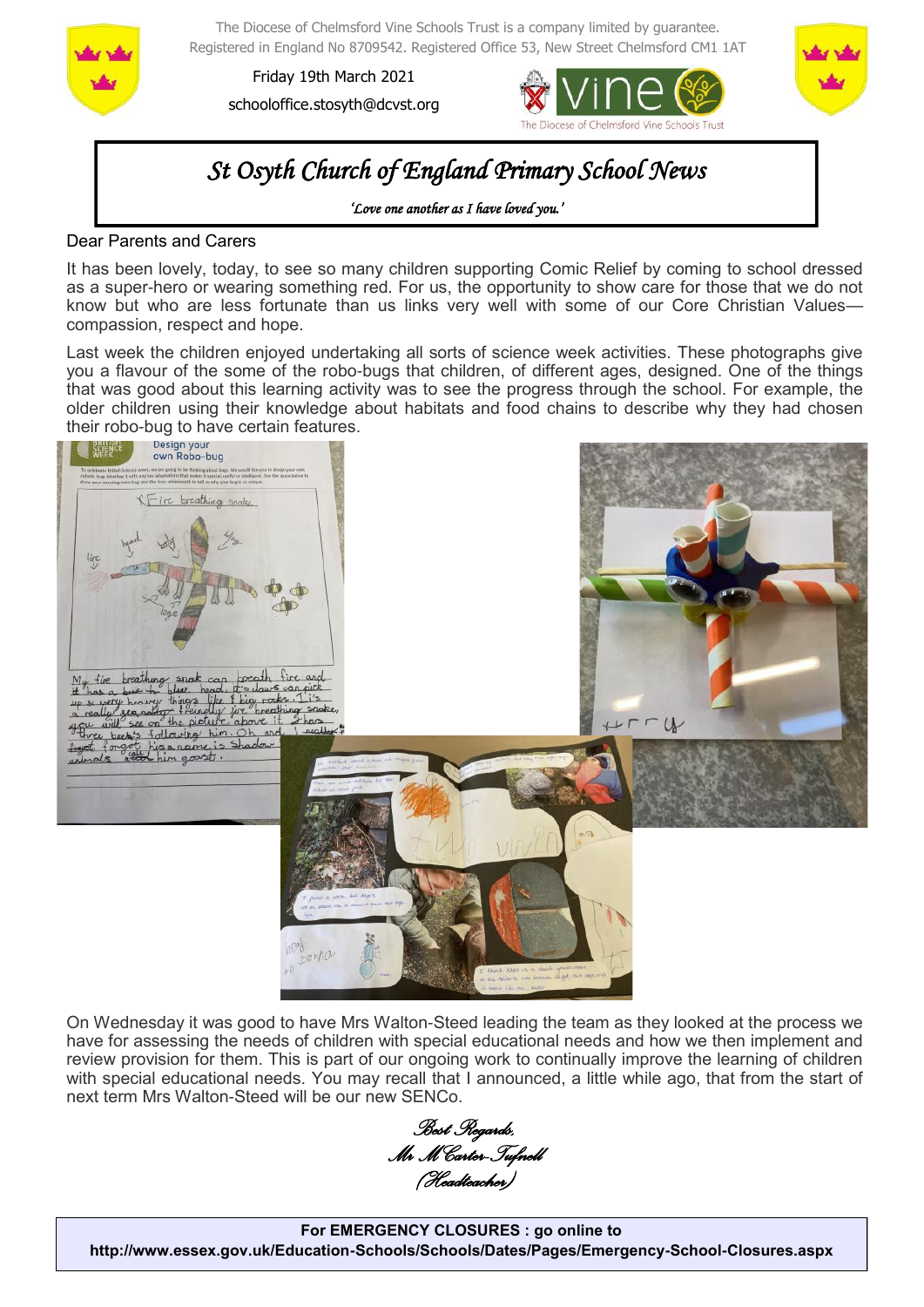The Diocese of Chelmsford Vine Schools Trust is a company limited by guarantee.
Registered in England No 8709542. Registered Office 53, New Street Chelmsford CM1 1AT

Friday 19th March 2021

schooloffice.stosyth@dcvst.org

# St Osyth Church of England Primary School News

*'Love one another as I have loved you.'*

Dear Parents and Carers

It has been lovely, today, to see so many children supporting Comic Relief by coming to school dressed as a super-hero or wearing something red. For us, the opportunity to show care for those that we do not know but who are less fortunate than us links very well with some of our Core Christian Values—compassion, respect and hope.

Last week the children enjoyed undertaking all sorts of science week activities. These photographs give you a flavour of the some of the robo-bugs that children, of different ages, designed. One of the things that was good about this learning activity was to see the progress through the school. For example, the older children using their knowledge about habitats and food chains to describe why they had chosen their robo-bug to have certain features.

On Wednesday it was good to have Mrs Walton-Steed leading the team as they looked at the process we have for assessing the needs of children with special educational needs and how we then implement and review provision for them. This is part of our ongoing work to continually improve the learning of children with special educational needs. You may recall that I announced, a little while ago, that from the start of next term Mrs Walton-Steed will be our new SENCo.

*Best Regards,*
*Mr M Carter-Tufnell*
*(Headteacher)*

**For EMERGENCY CLOSURES : go online to**
**http://www.essex.gov.uk/Education-Schools/Schools/Dates/Pages/Emergency-School-Closures.aspx**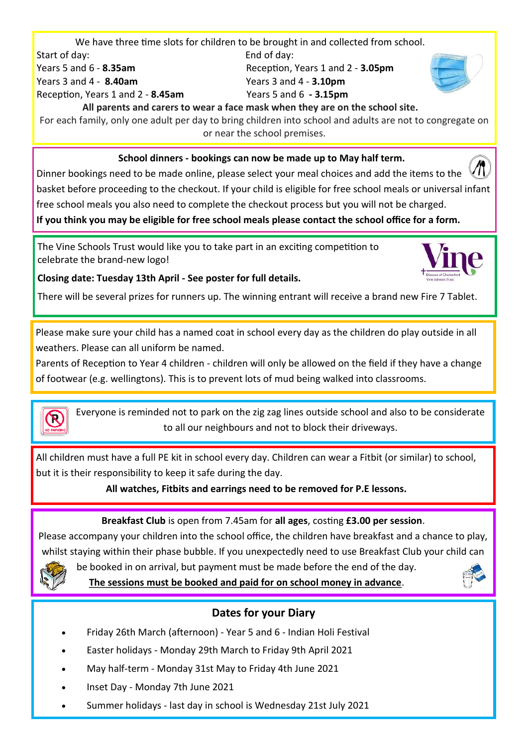We have three time slots for children to be brought in and collected from school.

Start of day:
Years 5 and 6 - **8.35am**
Years 3 and 4 - **8.40am**
Reception, Years 1 and 2 - **8.45am**

End of day:
Reception, Years 1 and 2 - **3.05pm**
Years 3 and 4 - **3.10pm**
Years 5 and 6 - **3.15pm**

**All parents and carers to wear a face mask when they are on the school site.**

For each family, only one adult per day to bring children into school and adults are not to congregate on or near the school premises.

**School dinners - bookings can now be made up to May half term.**

Dinner bookings need to be made online, please select your meal choices and add the items to the basket before proceeding to the checkout. If your child is eligible for free school meals or universal infant free school meals you also need to complete the checkout process but you will not be charged.

**If you think you may be eligible for free school meals please contact the school office for a form.**

The Vine Schools Trust would like you to take part in an exciting competition to celebrate the brand-new logo!

**Closing date: Tuesday 13th April - See poster for full details.**

There will be several prizes for runners up. The winning entrant will receive a brand new Fire 7 Tablet.

Please make sure your child has a named coat in school every day as the children do play outside in all weathers. Please can all uniform be named.

Parents of Reception to Year 4 children - children will only be allowed on the field if they have a change of footwear (e.g. wellingtons). This is to prevent lots of mud being walked into classrooms.

Everyone is reminded not to park on the zig zag lines outside school and also to be considerate to all our neighbours and not to block their driveways.

All children must have a full PE kit in school every day. Children can wear a Fitbit (or similar) to school, but it is their responsibility to keep it safe during the day.

**All watches, Fitbits and earrings need to be removed for P.E lessons.**

**Breakfast Club** is open from 7.45am for **all ages**, costing **£3.00 per session**.

Please accompany your children into the school office, the children have breakfast and a chance to play, whilst staying within their phase bubble. If you unexpectedly need to use Breakfast Club your child can be booked in on arrival, but payment must be made before the end of the day.

**The sessions must be booked and paid for on school money in advance**.

## Dates for your Diary

- Friday 26th March (afternoon) - Year 5 and 6 - Indian Holi Festival
- Easter holidays - Monday 29th March to Friday 9th April 2021
- May half-term - Monday 31st May to Friday 4th June 2021
- Inset Day - Monday 7th June 2021
- Summer holidays - last day in school is Wednesday 21st July 2021